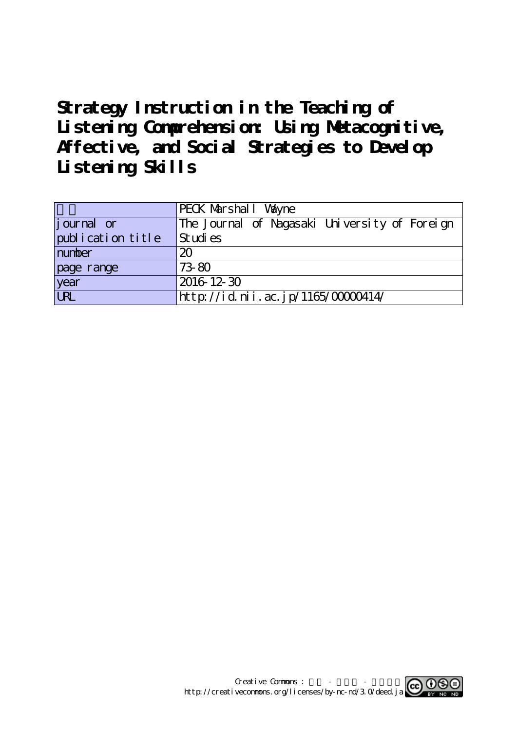# Strategy Instruction in the Teaching of Listening Comprehension: Using Metacognitive, Affective, and Social Strategies to Develop Listening Skills

| | |
|---|---|
| 著者 | PECK Marshall Wayne |
| journal or publication title | The Journal of Nagasaki University of Foreign Studies |
| number | 20 |
| page range | 73-80 |
| year | 2016-12-30 |
| URL | http://id.nii.ac.jp/1165/00000414/ |

Creative Commons : 表示 - 非営利 - 改変禁止
http://creativecommons.org/licenses/by-nc-nd/3.0/deed.ja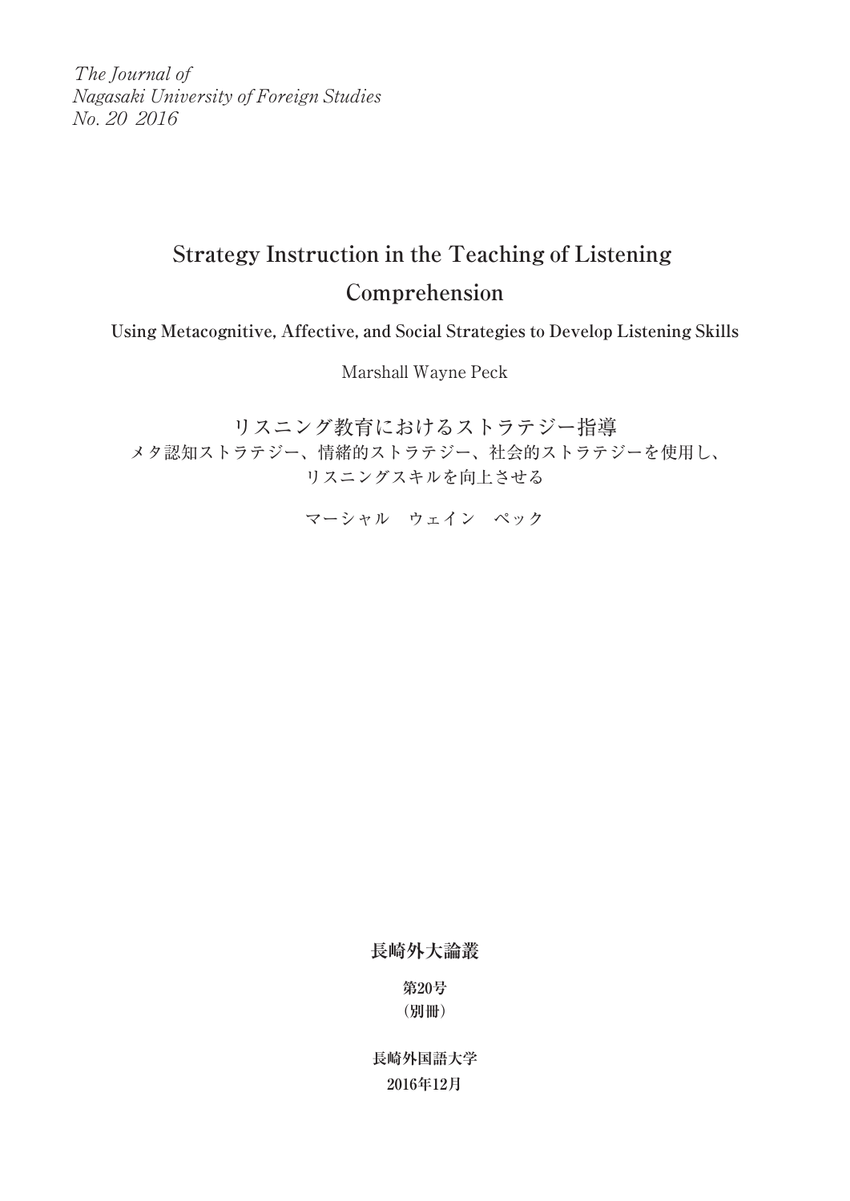*The Journal of*
*Nagasaki University of Foreign Studies*
*No. 20 2016*

# Strategy Instruction in the Teaching of Listening Comprehension

**Using Metacognitive, Affective, and Social Strategies to Develop Listening Skills**

Marshall Wayne Peck

リスニング教育におけるストラテジー指導
メタ認知ストラテジー、情緒的ストラテジー、社会的ストラテジーを使用し、
リスニングスキルを向上させる

マーシャル　ウェイン　ペック

**長崎外大論叢**

**第20号**
**（別冊）**

**長崎外国語大学**
**2016年12月**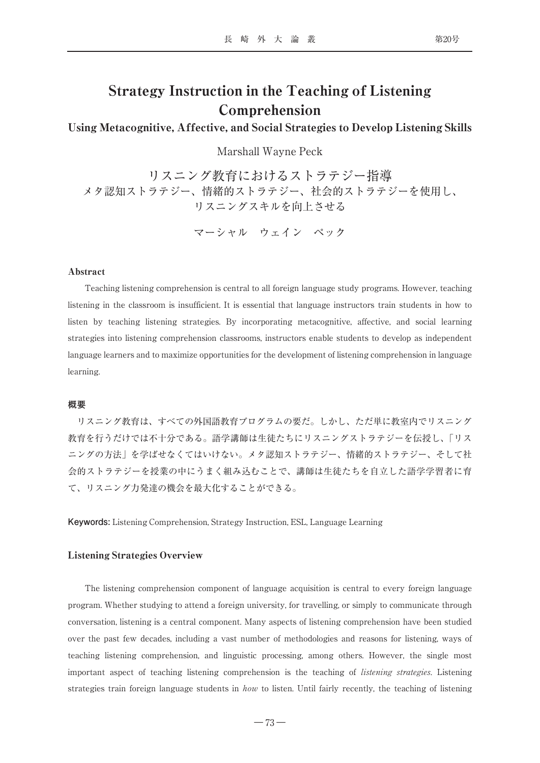# Strategy Instruction in the Teaching of Listening Comprehension

## Using Metacognitive, Affective, and Social Strategies to Develop Listening Skills

Marshall Wayne Peck

# リスニング教育におけるストラテジー指導

## メタ認知ストラテジー、情緒的ストラテジー、社会的ストラテジーを使用し、リスニングスキルを向上させる

マーシャル　ウェイン　ペック

### Abstract

Teaching listening comprehension is central to all foreign language study programs. However, teaching listening in the classroom is insufficient. It is essential that language instructors train students in how to listen by teaching listening strategies. By incorporating metacognitive, affective, and social learning strategies into listening comprehension classrooms, instructors enable students to develop as independent language learners and to maximize opportunities for the development of listening comprehension in language learning.

### 概要

リスニング教育は、すべての外国語教育プログラムの要だ。しかし、ただ単に教室内でリスニング教育を行うだけでは不十分である。語学講師は生徒たちにリスニングストラテジーを伝授し、「リスニングの方法」を学ばせなくてはいけない。メタ認知ストラテジー、情緒的ストラテジー、そして社会的ストラテジーを授業の中にうまく組み込むことで、講師は生徒たちを自立した語学学習者に育て、リスニング力発達の機会を最大化することができる。

**Keywords:** Listening Comprehension, Strategy Instruction, ESL, Language Learning

### Listening Strategies Overview

The listening comprehension component of language acquisition is central to every foreign language program. Whether studying to attend a foreign university, for travelling, or simply to communicate through conversation, listening is a central component. Many aspects of listening comprehension have been studied over the past few decades, including a vast number of methodologies and reasons for listening, ways of teaching listening comprehension, and linguistic processing, among others. However, the single most important aspect of teaching listening comprehension is the teaching of *listening strategies*. Listening strategies train foreign language students in *how* to listen. Until fairly recently, the teaching of listening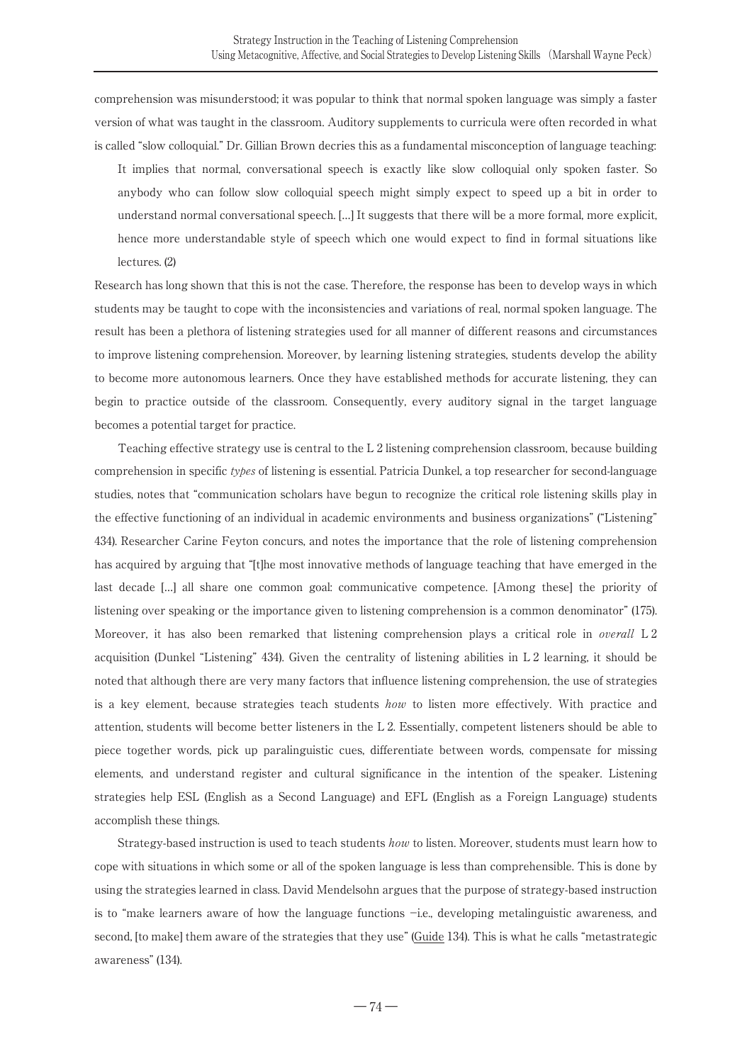comprehension was misunderstood; it was popular to think that normal spoken language was simply a faster version of what was taught in the classroom. Auditory supplements to curricula were often recorded in what is called "slow colloquial." Dr. Gillian Brown decries this as a fundamental misconception of language teaching:

> It implies that normal, conversational speech is exactly like slow colloquial only spoken faster. So anybody who can follow slow colloquial speech might simply expect to speed up a bit in order to understand normal conversational speech. [...] It suggests that there will be a more formal, more explicit, hence more understandable style of speech which one would expect to find in formal situations like lectures. (2)

Research has long shown that this is not the case. Therefore, the response has been to develop ways in which students may be taught to cope with the inconsistencies and variations of real, normal spoken language. The result has been a plethora of listening strategies used for all manner of different reasons and circumstances to improve listening comprehension. Moreover, by learning listening strategies, students develop the ability to become more autonomous learners. Once they have established methods for accurate listening, they can begin to practice outside of the classroom. Consequently, every auditory signal in the target language becomes a potential target for practice.

Teaching effective strategy use is central to the L 2 listening comprehension classroom, because building comprehension in specific *types* of listening is essential. Patricia Dunkel, a top researcher for second-language studies, notes that "communication scholars have begun to recognize the critical role listening skills play in the effective functioning of an individual in academic environments and business organizations" ("Listening" 434). Researcher Carine Feyton concurs, and notes the importance that the role of listening comprehension has acquired by arguing that "[t]he most innovative methods of language teaching that have emerged in the last decade [...] all share one common goal: communicative competence. [Among these] the priority of listening over speaking or the importance given to listening comprehension is a common denominator" (175). Moreover, it has also been remarked that listening comprehension plays a critical role in *overall* L 2 acquisition (Dunkel "Listening" 434). Given the centrality of listening abilities in L 2 learning, it should be noted that although there are very many factors that influence listening comprehension, the use of strategies is a key element, because strategies teach students *how* to listen more effectively. With practice and attention, students will become better listeners in the L 2. Essentially, competent listeners should be able to piece together words, pick up paralinguistic cues, differentiate between words, compensate for missing elements, and understand register and cultural significance in the intention of the speaker. Listening strategies help ESL (English as a Second Language) and EFL (English as a Foreign Language) students accomplish these things.

Strategy-based instruction is used to teach students *how* to listen. Moreover, students must learn how to cope with situations in which some or all of the spoken language is less than comprehensible. This is done by using the strategies learned in class. David Mendelsohn argues that the purpose of strategy-based instruction is to "make learners aware of how the language functions —i.e., developing metalinguistic awareness, and second, [to make] them aware of the strategies that they use" (Guide 134). This is what he calls "metastrategic awareness" (134).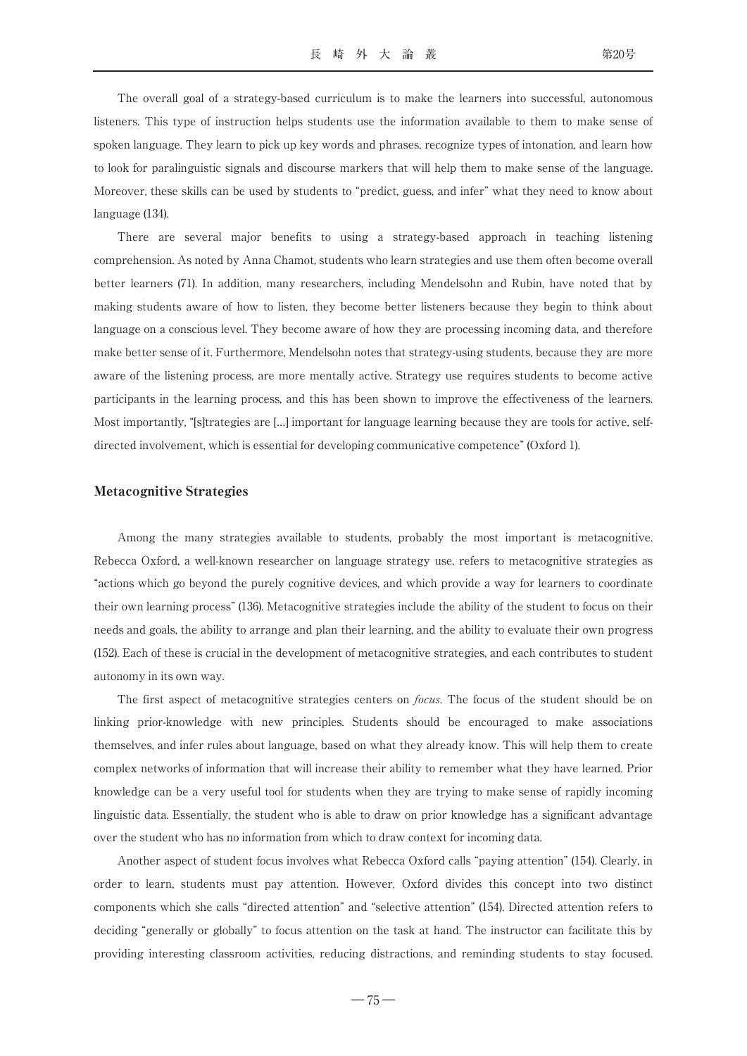The overall goal of a strategy-based curriculum is to make the learners into successful, autonomous listeners. This type of instruction helps students use the information available to them to make sense of spoken language. They learn to pick up key words and phrases, recognize types of intonation, and learn how to look for paralinguistic signals and discourse markers that will help them to make sense of the language. Moreover, these skills can be used by students to "predict, guess, and infer" what they need to know about language (134).

There are several major benefits to using a strategy-based approach in teaching listening comprehension. As noted by Anna Chamot, students who learn strategies and use them often become overall better learners (71). In addition, many researchers, including Mendelsohn and Rubin, have noted that by making students aware of how to listen, they become better listeners because they begin to think about language on a conscious level. They become aware of how they are processing incoming data, and therefore make better sense of it. Furthermore, Mendelsohn notes that strategy-using students, because they are more aware of the listening process, are more mentally active. Strategy use requires students to become active participants in the learning process, and this has been shown to improve the effectiveness of the learners. Most importantly, "[s]trategies are [...] important for language learning because they are tools for active, self-directed involvement, which is essential for developing communicative competence" (Oxford 1).

### Metacognitive Strategies

Among the many strategies available to students, probably the most important is metacognitive. Rebecca Oxford, a well-known researcher on language strategy use, refers to metacognitive strategies as "actions which go beyond the purely cognitive devices, and which provide a way for learners to coordinate their own learning process" (136). Metacognitive strategies include the ability of the student to focus on their needs and goals, the ability to arrange and plan their learning, and the ability to evaluate their own progress (152). Each of these is crucial in the development of metacognitive strategies, and each contributes to student autonomy in its own way.

The first aspect of metacognitive strategies centers on *focus*. The focus of the student should be on linking prior-knowledge with new principles. Students should be encouraged to make associations themselves, and infer rules about language, based on what they already know. This will help them to create complex networks of information that will increase their ability to remember what they have learned. Prior knowledge can be a very useful tool for students when they are trying to make sense of rapidly incoming linguistic data. Essentially, the student who is able to draw on prior knowledge has a significant advantage over the student who has no information from which to draw context for incoming data.

Another aspect of student focus involves what Rebecca Oxford calls "paying attention" (154). Clearly, in order to learn, students must pay attention. However, Oxford divides this concept into two distinct components which she calls "directed attention" and "selective attention" (154). Directed attention refers to deciding "generally or globally" to focus attention on the task at hand. The instructor can facilitate this by providing interesting classroom activities, reducing distractions, and reminding students to stay focused.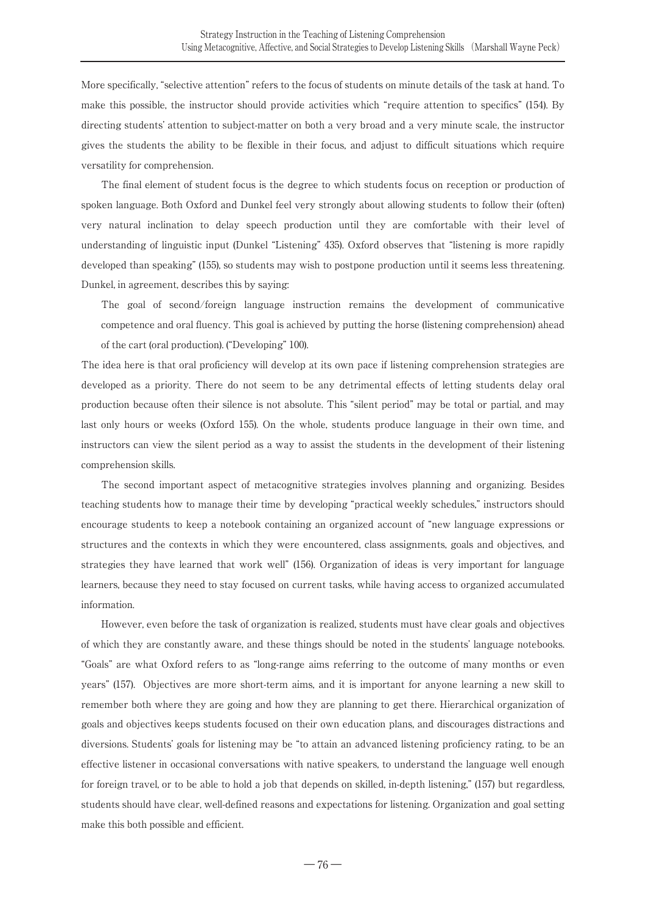More specifically, "selective attention" refers to the focus of students on minute details of the task at hand. To make this possible, the instructor should provide activities which "require attention to specifics" (154). By directing students' attention to subject-matter on both a very broad and a very minute scale, the instructor gives the students the ability to be flexible in their focus, and adjust to difficult situations which require versatility for comprehension.

The final element of student focus is the degree to which students focus on reception or production of spoken language. Both Oxford and Dunkel feel very strongly about allowing students to follow their (often) very natural inclination to delay speech production until they are comfortable with their level of understanding of linguistic input (Dunkel "Listening" 435). Oxford observes that "listening is more rapidly developed than speaking" (155), so students may wish to postpone production until it seems less threatening. Dunkel, in agreement, describes this by saying:

> The goal of second/foreign language instruction remains the development of communicative competence and oral fluency. This goal is achieved by putting the horse (listening comprehension) ahead of the cart (oral production). ("Developing" 100).

The idea here is that oral proficiency will develop at its own pace if listening comprehension strategies are developed as a priority. There do not seem to be any detrimental effects of letting students delay oral production because often their silence is not absolute. This "silent period" may be total or partial, and may last only hours or weeks (Oxford 155). On the whole, students produce language in their own time, and instructors can view the silent period as a way to assist the students in the development of their listening comprehension skills.

The second important aspect of metacognitive strategies involves planning and organizing. Besides teaching students how to manage their time by developing "practical weekly schedules," instructors should encourage students to keep a notebook containing an organized account of "new language expressions or structures and the contexts in which they were encountered, class assignments, goals and objectives, and strategies they have learned that work well" (156). Organization of ideas is very important for language learners, because they need to stay focused on current tasks, while having access to organized accumulated information.

However, even before the task of organization is realized, students must have clear goals and objectives of which they are constantly aware, and these things should be noted in the students' language notebooks. "Goals" are what Oxford refers to as "long-range aims referring to the outcome of many months or even years" (157). Objectives are more short-term aims, and it is important for anyone learning a new skill to remember both where they are going and how they are planning to get there. Hierarchical organization of goals and objectives keeps students focused on their own education plans, and discourages distractions and diversions. Students' goals for listening may be "to attain an advanced listening proficiency rating, to be an effective listener in occasional conversations with native speakers, to understand the language well enough for foreign travel, or to be able to hold a job that depends on skilled, in-depth listening," (157) but regardless, students should have clear, well-defined reasons and expectations for listening. Organization and goal setting make this both possible and efficient.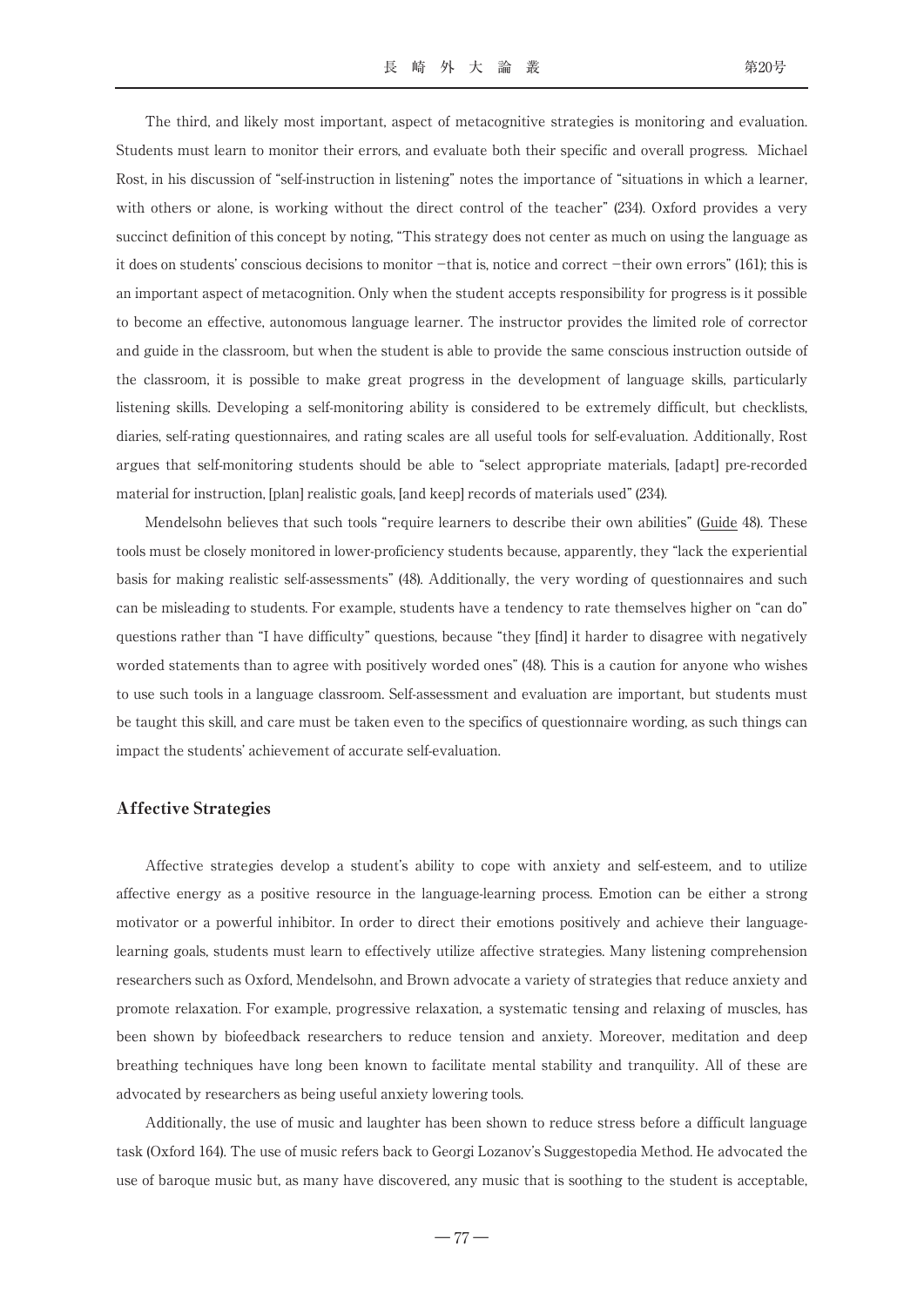The third, and likely most important, aspect of metacognitive strategies is monitoring and evaluation. Students must learn to monitor their errors, and evaluate both their specific and overall progress. Michael Rost, in his discussion of "self-instruction in listening" notes the importance of "situations in which a learner, with others or alone, is working without the direct control of the teacher" (234). Oxford provides a very succinct definition of this concept by noting, "This strategy does not center as much on using the language as it does on students' conscious decisions to monitor −that is, notice and correct −their own errors" (161); this is an important aspect of metacognition. Only when the student accepts responsibility for progress is it possible to become an effective, autonomous language learner. The instructor provides the limited role of corrector and guide in the classroom, but when the student is able to provide the same conscious instruction outside of the classroom, it is possible to make great progress in the development of language skills, particularly listening skills. Developing a self-monitoring ability is considered to be extremely difficult, but checklists, diaries, self-rating questionnaires, and rating scales are all useful tools for self-evaluation. Additionally, Rost argues that self-monitoring students should be able to "select appropriate materials, [adapt] pre-recorded material for instruction, [plan] realistic goals, [and keep] records of materials used" (234).

Mendelsohn believes that such tools "require learners to describe their own abilities" (Guide 48). These tools must be closely monitored in lower-proficiency students because, apparently, they "lack the experiential basis for making realistic self-assessments" (48). Additionally, the very wording of questionnaires and such can be misleading to students. For example, students have a tendency to rate themselves higher on "can do" questions rather than "I have difficulty" questions, because "they [find] it harder to disagree with negatively worded statements than to agree with positively worded ones" (48). This is a caution for anyone who wishes to use such tools in a language classroom. Self-assessment and evaluation are important, but students must be taught this skill, and care must be taken even to the specifics of questionnaire wording, as such things can impact the students' achievement of accurate self-evaluation.

## Affective Strategies

Affective strategies develop a student's ability to cope with anxiety and self-esteem, and to utilize affective energy as a positive resource in the language-learning process. Emotion can be either a strong motivator or a powerful inhibitor. In order to direct their emotions positively and achieve their language-learning goals, students must learn to effectively utilize affective strategies. Many listening comprehension researchers such as Oxford, Mendelsohn, and Brown advocate a variety of strategies that reduce anxiety and promote relaxation. For example, progressive relaxation, a systematic tensing and relaxing of muscles, has been shown by biofeedback researchers to reduce tension and anxiety. Moreover, meditation and deep breathing techniques have long been known to facilitate mental stability and tranquility. All of these are advocated by researchers as being useful anxiety lowering tools.

Additionally, the use of music and laughter has been shown to reduce stress before a difficult language task (Oxford 164). The use of music refers back to Georgi Lozanov's Suggestopedia Method. He advocated the use of baroque music but, as many have discovered, any music that is soothing to the student is acceptable,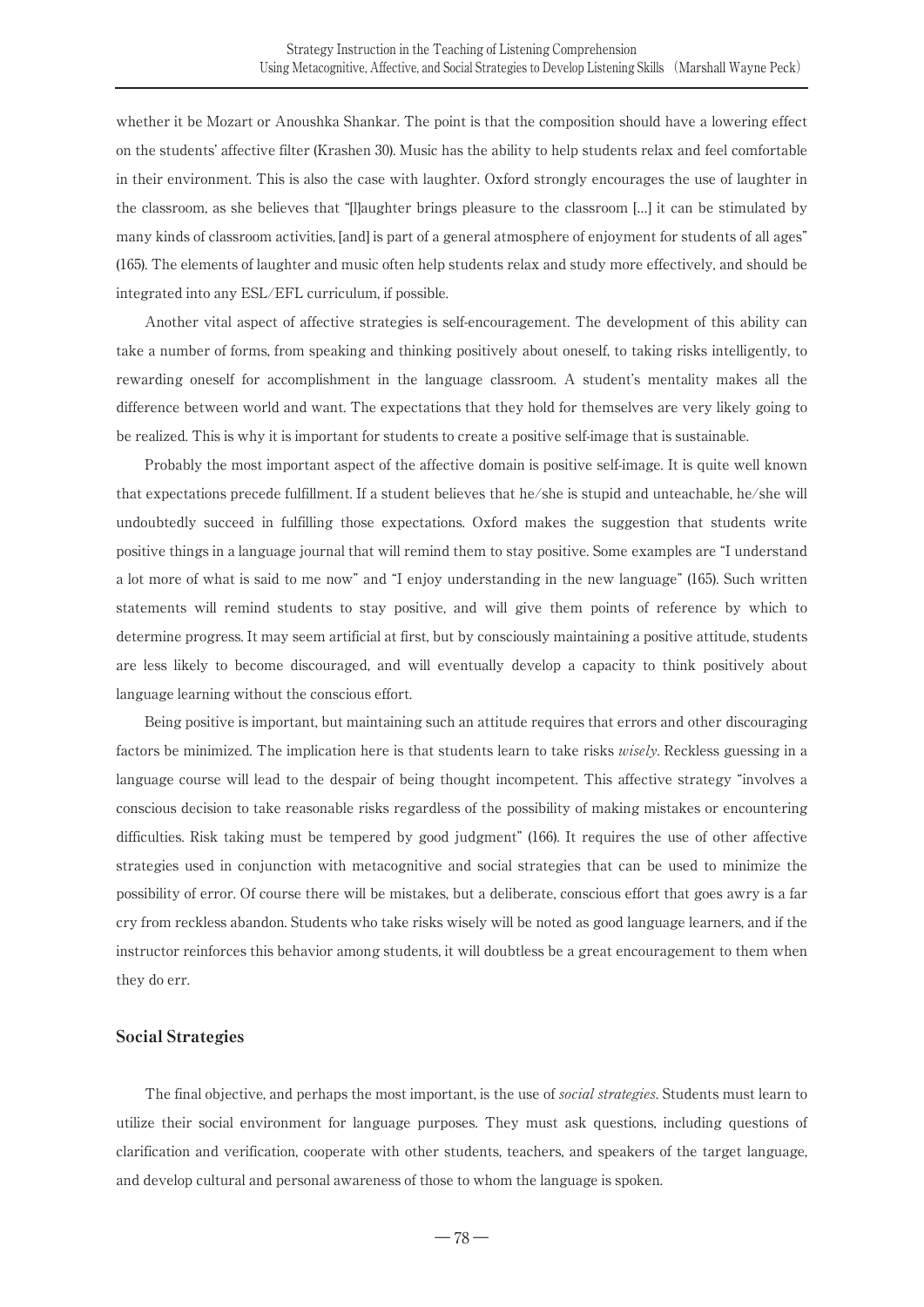whether it be Mozart or Anoushka Shankar. The point is that the composition should have a lowering effect on the students' affective filter (Krashen 30). Music has the ability to help students relax and feel comfortable in their environment. This is also the case with laughter. Oxford strongly encourages the use of laughter in the classroom, as she believes that "[l]aughter brings pleasure to the classroom [...] it can be stimulated by many kinds of classroom activities, [and] is part of a general atmosphere of enjoyment for students of all ages" (165). The elements of laughter and music often help students relax and study more effectively, and should be integrated into any ESL/EFL curriculum, if possible.

Another vital aspect of affective strategies is self-encouragement. The development of this ability can take a number of forms, from speaking and thinking positively about oneself, to taking risks intelligently, to rewarding oneself for accomplishment in the language classroom. A student's mentality makes all the difference between world and want. The expectations that they hold for themselves are very likely going to be realized. This is why it is important for students to create a positive self-image that is sustainable.

Probably the most important aspect of the affective domain is positive self-image. It is quite well known that expectations precede fulfillment. If a student believes that he/she is stupid and unteachable, he/she will undoubtedly succeed in fulfilling those expectations. Oxford makes the suggestion that students write positive things in a language journal that will remind them to stay positive. Some examples are "I understand a lot more of what is said to me now" and "I enjoy understanding in the new language" (165). Such written statements will remind students to stay positive, and will give them points of reference by which to determine progress. It may seem artificial at first, but by consciously maintaining a positive attitude, students are less likely to become discouraged, and will eventually develop a capacity to think positively about language learning without the conscious effort.

Being positive is important, but maintaining such an attitude requires that errors and other discouraging factors be minimized. The implication here is that students learn to take risks *wisely*. Reckless guessing in a language course will lead to the despair of being thought incompetent. This affective strategy "involves a conscious decision to take reasonable risks regardless of the possibility of making mistakes or encountering difficulties. Risk taking must be tempered by good judgment" (166). It requires the use of other affective strategies used in conjunction with metacognitive and social strategies that can be used to minimize the possibility of error. Of course there will be mistakes, but a deliberate, conscious effort that goes awry is a far cry from reckless abandon. Students who take risks wisely will be noted as good language learners, and if the instructor reinforces this behavior among students, it will doubtless be a great encouragement to them when they do err.

## Social Strategies

The final objective, and perhaps the most important, is the use of *social strategies*. Students must learn to utilize their social environment for language purposes. They must ask questions, including questions of clarification and verification, cooperate with other students, teachers, and speakers of the target language, and develop cultural and personal awareness of those to whom the language is spoken.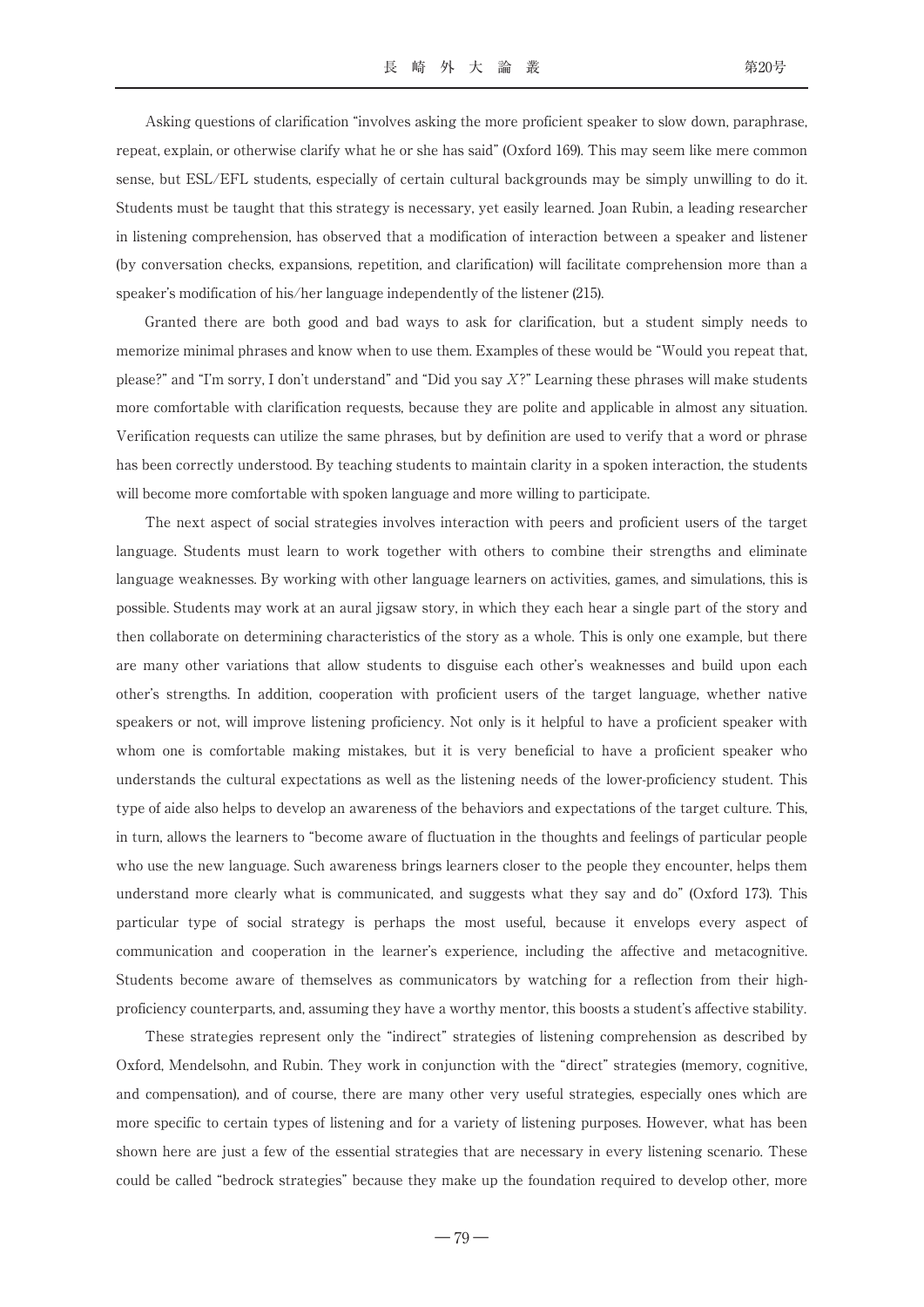Asking questions of clarification "involves asking the more proficient speaker to slow down, paraphrase, repeat, explain, or otherwise clarify what he or she has said" (Oxford 169). This may seem like mere common sense, but ESL/EFL students, especially of certain cultural backgrounds may be simply unwilling to do it. Students must be taught that this strategy is necessary, yet easily learned. Joan Rubin, a leading researcher in listening comprehension, has observed that a modification of interaction between a speaker and listener (by conversation checks, expansions, repetition, and clarification) will facilitate comprehension more than a speaker's modification of his/her language independently of the listener (215).

Granted there are both good and bad ways to ask for clarification, but a student simply needs to memorize minimal phrases and know when to use them. Examples of these would be "Would you repeat that, please?" and "I'm sorry, I don't understand" and "Did you say *X*?" Learning these phrases will make students more comfortable with clarification requests, because they are polite and applicable in almost any situation. Verification requests can utilize the same phrases, but by definition are used to verify that a word or phrase has been correctly understood. By teaching students to maintain clarity in a spoken interaction, the students will become more comfortable with spoken language and more willing to participate.

The next aspect of social strategies involves interaction with peers and proficient users of the target language. Students must learn to work together with others to combine their strengths and eliminate language weaknesses. By working with other language learners on activities, games, and simulations, this is possible. Students may work at an aural jigsaw story, in which they each hear a single part of the story and then collaborate on determining characteristics of the story as a whole. This is only one example, but there are many other variations that allow students to disguise each other's weaknesses and build upon each other's strengths. In addition, cooperation with proficient users of the target language, whether native speakers or not, will improve listening proficiency. Not only is it helpful to have a proficient speaker with whom one is comfortable making mistakes, but it is very beneficial to have a proficient speaker who understands the cultural expectations as well as the listening needs of the lower-proficiency student. This type of aide also helps to develop an awareness of the behaviors and expectations of the target culture. This, in turn, allows the learners to "become aware of fluctuation in the thoughts and feelings of particular people who use the new language. Such awareness brings learners closer to the people they encounter, helps them understand more clearly what is communicated, and suggests what they say and do" (Oxford 173). This particular type of social strategy is perhaps the most useful, because it envelops every aspect of communication and cooperation in the learner's experience, including the affective and metacognitive. Students become aware of themselves as communicators by watching for a reflection from their high-proficiency counterparts, and, assuming they have a worthy mentor, this boosts a student's affective stability.

These strategies represent only the "indirect" strategies of listening comprehension as described by Oxford, Mendelsohn, and Rubin. They work in conjunction with the "direct" strategies (memory, cognitive, and compensation), and of course, there are many other very useful strategies, especially ones which are more specific to certain types of listening and for a variety of listening purposes. However, what has been shown here are just a few of the essential strategies that are necessary in every listening scenario. These could be called "bedrock strategies" because they make up the foundation required to develop other, more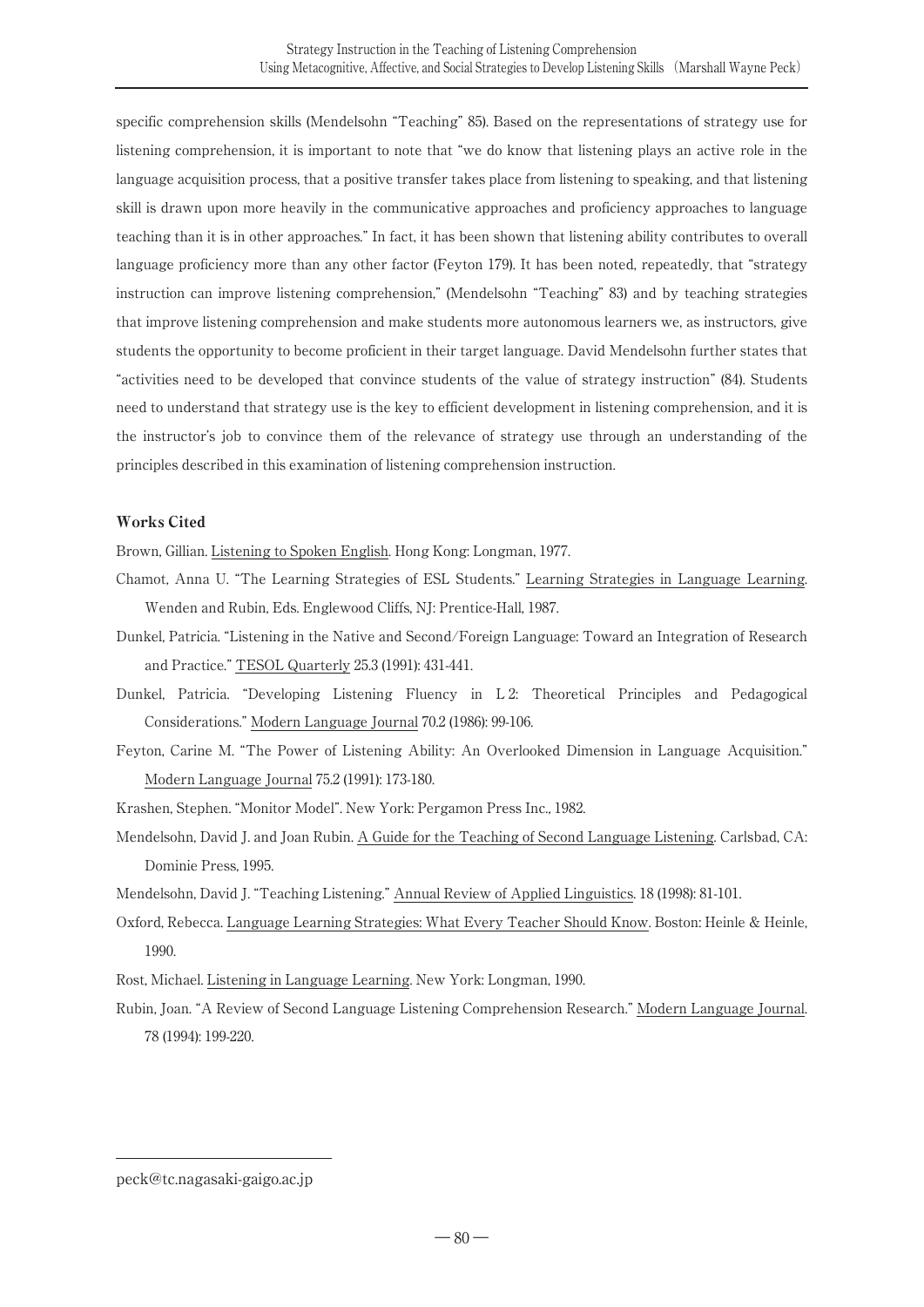specific comprehension skills (Mendelsohn "Teaching" 85). Based on the representations of strategy use for listening comprehension, it is important to note that "we do know that listening plays an active role in the language acquisition process, that a positive transfer takes place from listening to speaking, and that listening skill is drawn upon more heavily in the communicative approaches and proficiency approaches to language teaching than it is in other approaches." In fact, it has been shown that listening ability contributes to overall language proficiency more than any other factor (Feyton 179). It has been noted, repeatedly, that "strategy instruction can improve listening comprehension," (Mendelsohn "Teaching" 83) and by teaching strategies that improve listening comprehension and make students more autonomous learners we, as instructors, give students the opportunity to become proficient in their target language. David Mendelsohn further states that "activities need to be developed that convince students of the value of strategy instruction" (84). Students need to understand that strategy use is the key to efficient development in listening comprehension, and it is the instructor's job to convince them of the relevance of strategy use through an understanding of the principles described in this examination of listening comprehension instruction.

### Works Cited

Brown, Gillian. Listening to Spoken English. Hong Kong: Longman, 1977.

Chamot, Anna U. "The Learning Strategies of ESL Students." Learning Strategies in Language Learning. Wenden and Rubin, Eds. Englewood Cliffs, NJ: Prentice-Hall, 1987.

Dunkel, Patricia. "Listening in the Native and Second/Foreign Language: Toward an Integration of Research and Practice." TESOL Quarterly 25.3 (1991): 431-441.

Dunkel, Patricia. "Developing Listening Fluency in L2: Theoretical Principles and Pedagogical Considerations." Modern Language Journal 70.2 (1986): 99-106.

Feyton, Carine M. "The Power of Listening Ability: An Overlooked Dimension in Language Acquisition." Modern Language Journal 75.2 (1991): 173-180.

Krashen, Stephen. "Monitor Model". New York: Pergamon Press Inc., 1982.

Mendelsohn, David J. and Joan Rubin. A Guide for the Teaching of Second Language Listening. Carlsbad, CA: Dominie Press, 1995.

Mendelsohn, David J. "Teaching Listening." Annual Review of Applied Linguistics. 18 (1998): 81-101.

Oxford, Rebecca. Language Learning Strategies: What Every Teacher Should Know. Boston: Heinle & Heinle, 1990.

Rost, Michael. Listening in Language Learning. New York: Longman, 1990.

Rubin, Joan. "A Review of Second Language Listening Comprehension Research." Modern Language Journal. 78 (1994): 199-220.

---

peck@tc.nagasaki-gaigo.ac.jp